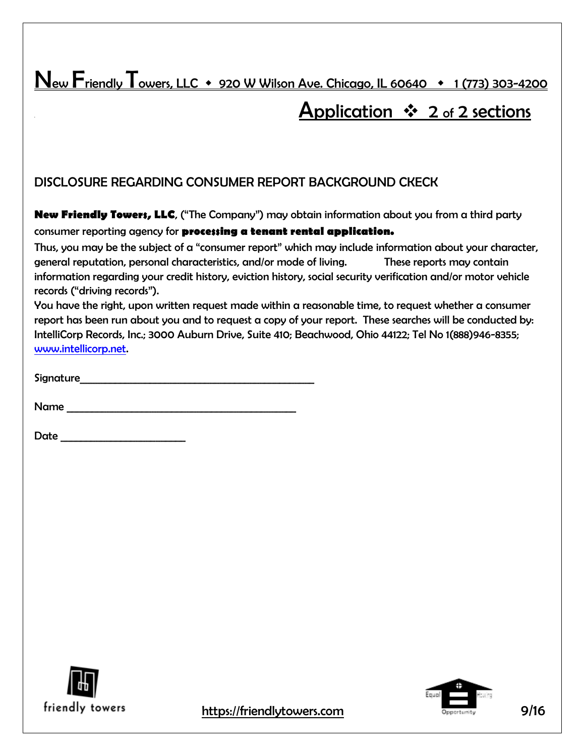# New Friendly Towers, LLC ◆ 920 W Wilson Ave. Chicago, IL 60640 ◆ 1 (773) 303-4200

## Application ❖ 2 of 2 sections

### DISCLOSURE REGARDING CONSUMER REPORT BACKGROUND CKECK

**New Friendly Towers, LLC**, ("The Company") may obtain information about you from a third party consumer reporting agency for **processing a tenant rental application.**

Thus, you may be the subject of a "consumer report" which may include information about your character, general reputation, personal characteristics, and/or mode of living. These reports may contain information regarding your credit history, eviction history, social security verification and/or motor vehicle records ("driving records").

You have the right, upon written request made within a reasonable time, to request whether a consumer report has been run about you and to request a copy of your report. These searches will be conducted by: IntelliCorp Records, Inc.; 3000 Auburn Drive, Suite 410; Beachwood, Ohio 44122; Tel No 1(888)946-8355; www.intellicorp.net.

Signature_____________________________________________

Name ____________________________________________

Date _______________________

friendly towers

https://friendlytowers.com

Equal Housing Opportunity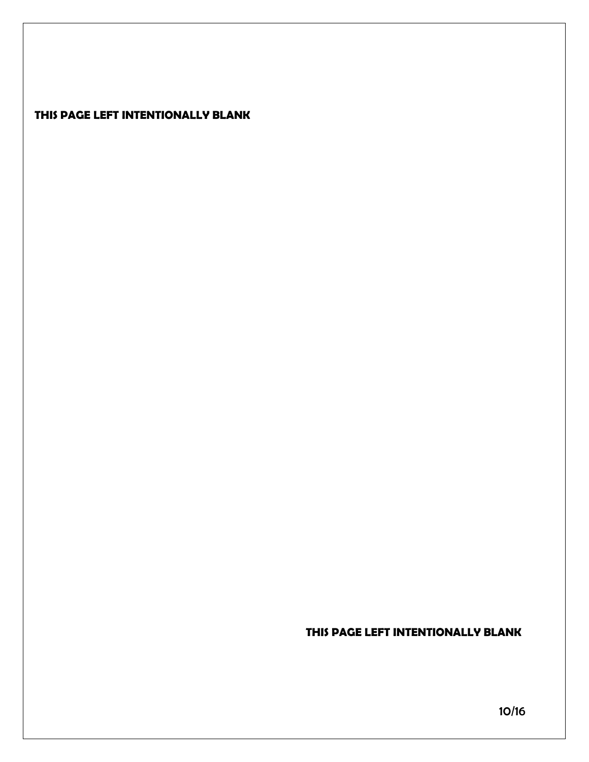**THIS PAGE LEFT INTENTIONALLY BLANK**

**THIS PAGE LEFT INTENTIONALLY BLANK**

10/16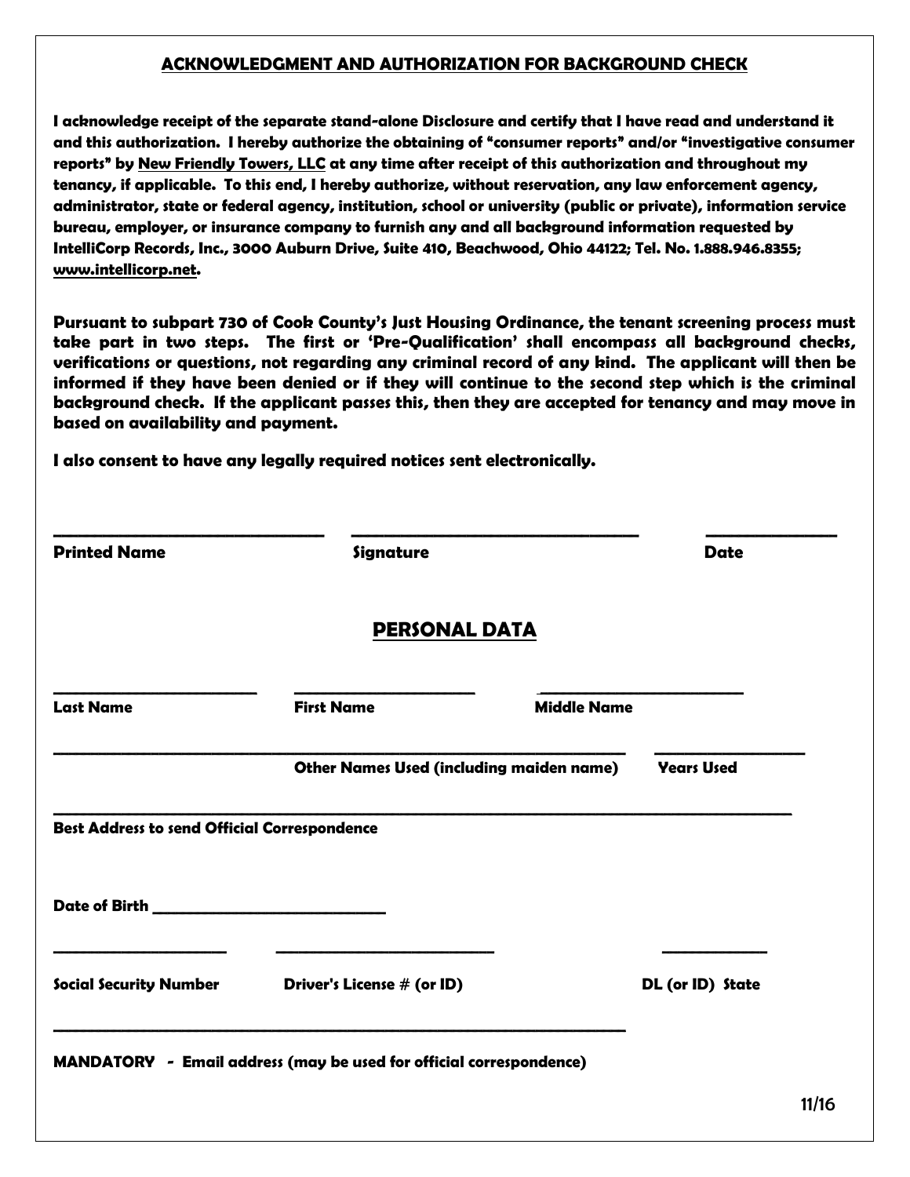## ACKNOWLEDGMENT AND AUTHORIZATION FOR BACKGROUND CHECK

**I acknowledge receipt of the separate stand-alone Disclosure and certify that I have read and understand it and this authorization. I hereby authorize the obtaining of "consumer reports" and/or "investigative consumer reports" by New Friendly Towers, LLC at any time after receipt of this authorization and throughout my tenancy, if applicable. To this end, I hereby authorize, without reservation, any law enforcement agency, administrator, state or federal agency, institution, school or university (public or private), information service bureau, employer, or insurance company to furnish any and all background information requested by IntelliCorp Records, Inc., 3000 Auburn Drive, Suite 410, Beachwood, Ohio 44122; Tel. No. 1.888.946.8355; www.intellicorp.net.**

**Pursuant to subpart 730 of Cook County's Just Housing Ordinance, the tenant screening process must take part in two steps. The first or 'Pre-Qualification' shall encompass all background checks, verifications or questions, not regarding any criminal record of any kind. The applicant will then be informed if they have been denied or if they will continue to the second step which is the criminal background check. If the applicant passes this, then they are accepted for tenancy and may move in based on availability and payment.**

**I also consent to have any legally required notices sent electronically.**

\_\_\_\_\_\_\_\_\_\_\_\_\_\_\_\_\_\_\_\_ \_\_\_\_\_\_\_\_\_\_\_\_\_\_\_\_\_\_\_\_ \_\_\_\_\_\_\_\_\_\_

**Printed Name** **Signature** **Date**

## PERSONAL DATA

\_\_\_\_\_\_\_\_\_\_\_\_\_\_\_\_ \_\_\_\_\_\_\_\_\_\_\_\_\_\_\_\_ \_\_\_\_\_\_\_\_\_\_\_\_\_\_\_\_

**Last Name** **First Name** **Middle Name**

\_\_\_\_\_\_\_\_\_\_\_\_\_\_\_\_\_\_\_\_\_\_\_\_\_\_\_\_\_\_\_\_ \_\_\_\_\_\_\_\_\_\_

**Other Names Used (including maiden name)** **Years Used**

\_\_\_\_\_\_\_\_\_\_\_\_\_\_\_\_\_\_\_\_\_\_\_\_\_\_\_\_\_\_\_\_\_\_\_\_\_\_\_\_\_\_

**Best Address to send Official Correspondence**

**Date of Birth** \_\_\_\_\_\_\_\_\_\_\_\_\_\_\_\_\_\_\_\_

\_\_\_\_\_\_\_\_\_\_\_\_\_\_\_\_ \_\_\_\_\_\_\_\_\_\_\_\_\_\_\_\_\_\_\_\_ \_\_\_\_\_\_\_\_\_\_

**Social Security Number** **Driver's License # (or ID)** **DL (or ID) State**

\_\_\_\_\_\_\_\_\_\_\_\_\_\_\_\_\_\_\_\_\_\_\_\_\_\_\_\_\_\_\_\_

**MANDATORY - Email address (may be used for official correspondence)**

11/16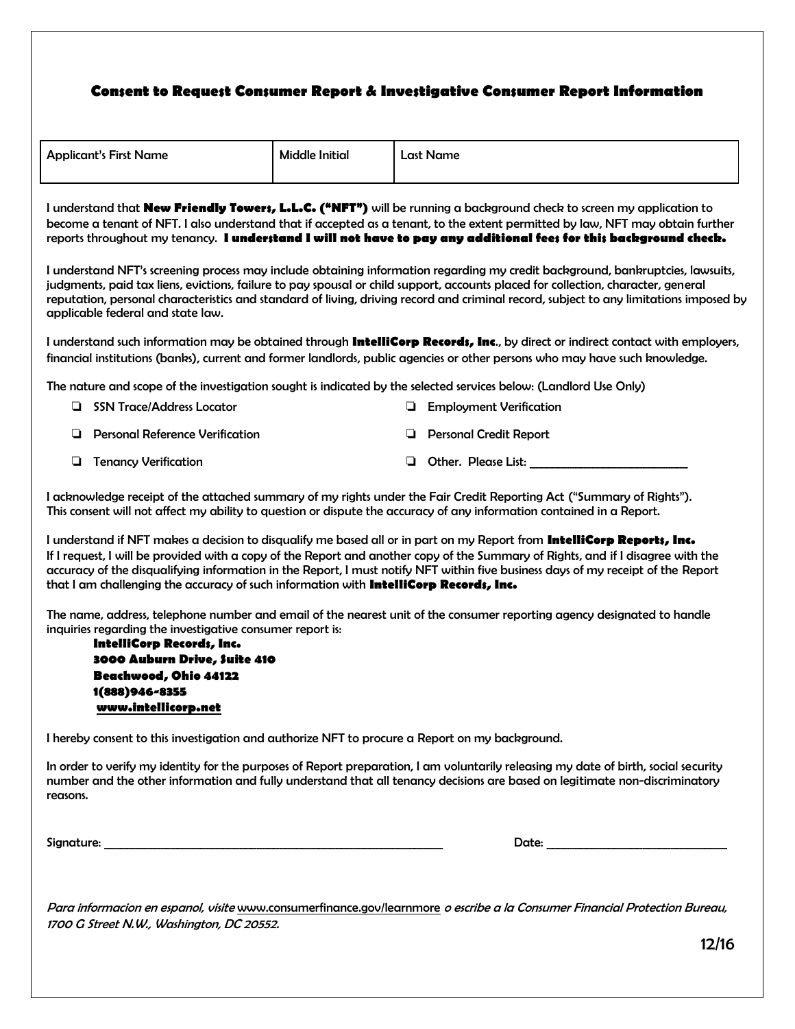## Consent to Request Consumer Report & Investigative Consumer Report Information

| Applicant's First Name | Middle Initial | Last Name |
|---|---|---|
| | | |

I understand that **New Friendly Towers, L.L.C. ("NFT")** will be running a background check to screen my application to become a tenant of NFT. I also understand that if accepted as a tenant, to the extent permitted by law, NFT may obtain further reports throughout my tenancy. **I understand I will not have to pay any additional fees for this background check.**

I understand NFT's screening process may include obtaining information regarding my credit background, bankruptcies, lawsuits, judgments, paid tax liens, evictions, failure to pay spousal or child support, accounts placed for collection, character, general reputation, personal characteristics and standard of living, driving record and criminal record, subject to any limitations imposed by applicable federal and state law.

I understand such information may be obtained through **IntelliCorp Records, Inc**., by direct or indirect contact with employers, financial institutions (banks), current and former landlords, public agencies or other persons who may have such knowledge.

The nature and scope of the investigation sought is indicated by the selected services below: (Landlord Use Only)

- ❏ SSN Trace/Address Locator
- ❏ Employment Verification
- ❏ Personal Reference Verification
- ❏ Personal Credit Report
- ❏ Tenancy Verification
- ❏ Other. Please List: ___________________________

I acknowledge receipt of the attached summary of my rights under the Fair Credit Reporting Act ("Summary of Rights"). This consent will not affect my ability to question or dispute the accuracy of any information contained in a Report.

I understand if NFT makes a decision to disqualify me based all or in part on my Report from **IntelliCorp Reports, Inc.** If I request, I will be provided with a copy of the Report and another copy of the Summary of Rights, and if I disagree with the accuracy of the disqualifying information in the Report, I must notify NFT within five business days of my receipt of the Report that I am challenging the accuracy of such information with **IntelliCorp Records, Inc.**

The name, address, telephone number and email of the nearest unit of the consumer reporting agency designated to handle inquiries regarding the investigative consumer report is:

**IntelliCorp Records, Inc.**
**3000 Auburn Drive, Suite 410**
**Beachwood, Ohio 44122**
**1(888)946-8355**
**www.intellicorp.net**

I hereby consent to this investigation and authorize NFT to procure a Report on my background.

In order to verify my identity for the purposes of Report preparation, I am voluntarily releasing my date of birth, social security number and the other information and fully understand that all tenancy decisions are based on legitimate non-discriminatory reasons.

Signature: ___________________________________________ Date: ___________________________

*Para informacion en espanol, visite* www.consumerfinance.gov/learnmore *o escribe a la Consumer Financial Protection Bureau, 1700 G Street N.W., Washington, DC 20552.*

12/16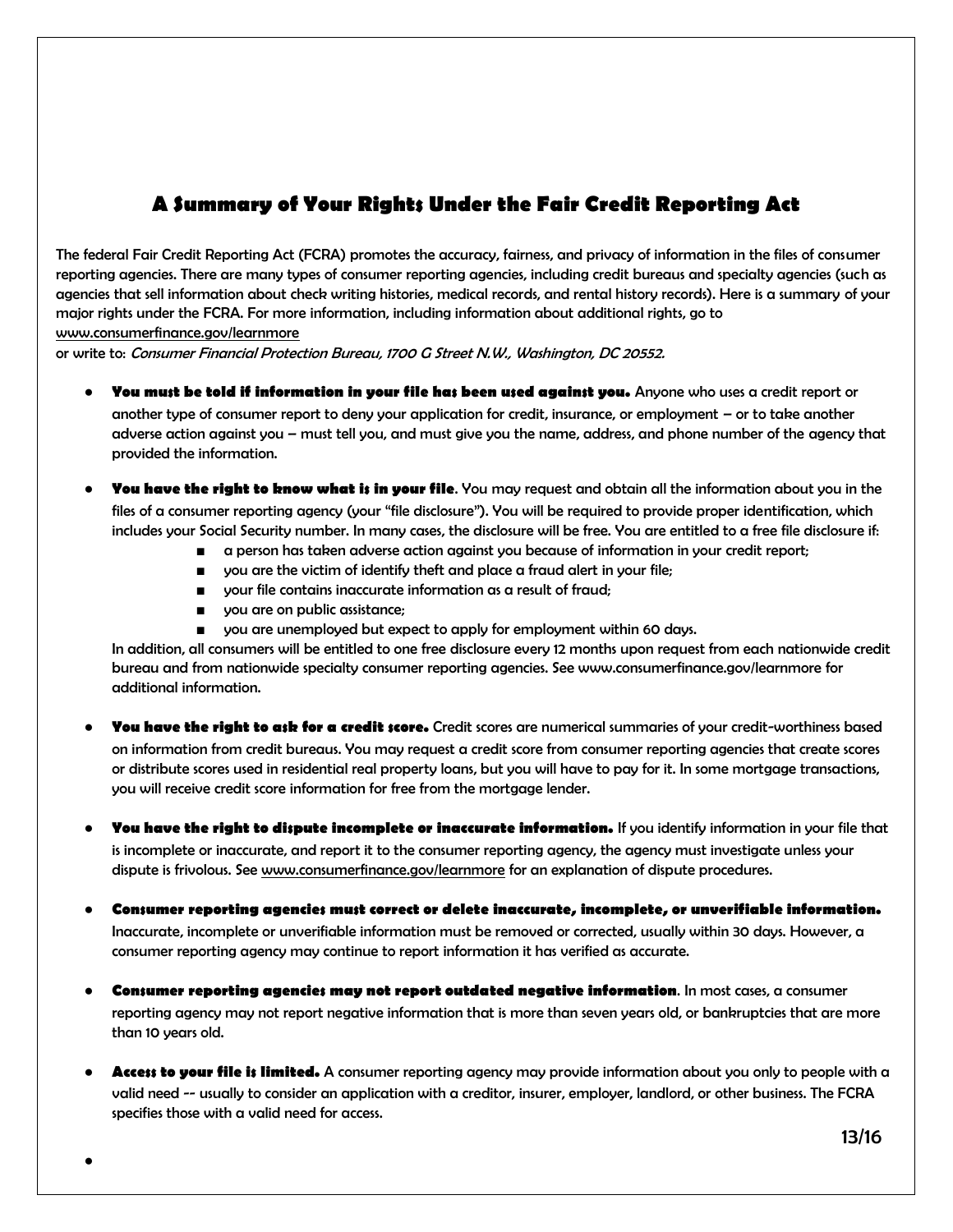# A Summary of Your Rights Under the Fair Credit Reporting Act

The federal Fair Credit Reporting Act (FCRA) promotes the accuracy, fairness, and privacy of information in the files of consumer reporting agencies. There are many types of consumer reporting agencies, including credit bureaus and specialty agencies (such as agencies that sell information about check writing histories, medical records, and rental history records). Here is a summary of your major rights under the FCRA. For more information, including information about additional rights, go to www.consumerfinance.gov/learnmore
or write to: *Consumer Financial Protection Bureau, 1700 G Street N.W., Washington, DC 20552.*

- **You must be told if information in your file has been used against you.** Anyone who uses a credit report or another type of consumer report to deny your application for credit, insurance, or employment – or to take another adverse action against you – must tell you, and must give you the name, address, and phone number of the agency that provided the information.
- **You have the right to know what is in your file**. You may request and obtain all the information about you in the files of a consumer reporting agency (your "file disclosure"). You will be required to provide proper identification, which includes your Social Security number. In many cases, the disclosure will be free. You are entitled to a free file disclosure if:
  - a person has taken adverse action against you because of information in your credit report;
  - you are the victim of identify theft and place a fraud alert in your file;
  - your file contains inaccurate information as a result of fraud;
  - you are on public assistance;
  - you are unemployed but expect to apply for employment within 60 days.

  In addition, all consumers will be entitled to one free disclosure every 12 months upon request from each nationwide credit bureau and from nationwide specialty consumer reporting agencies. See www.consumerfinance.gov/learnmore for additional information.
- **You have the right to ask for a credit score.** Credit scores are numerical summaries of your credit-worthiness based on information from credit bureaus. You may request a credit score from consumer reporting agencies that create scores or distribute scores used in residential real property loans, but you will have to pay for it. In some mortgage transactions, you will receive credit score information for free from the mortgage lender.
- **You have the right to dispute incomplete or inaccurate information.** If you identify information in your file that is incomplete or inaccurate, and report it to the consumer reporting agency, the agency must investigate unless your dispute is frivolous. See www.consumerfinance.gov/learnmore for an explanation of dispute procedures.
- **Consumer reporting agencies must correct or delete inaccurate, incomplete, or unverifiable information.** Inaccurate, incomplete or unverifiable information must be removed or corrected, usually within 30 days. However, a consumer reporting agency may continue to report information it has verified as accurate.
- **Consumer reporting agencies may not report outdated negative information**. In most cases, a consumer reporting agency may not report negative information that is more than seven years old, or bankruptcies that are more than 10 years old.
- **Access to your file is limited.** A consumer reporting agency may provide information about you only to people with a valid need -- usually to consider an application with a creditor, insurer, employer, landlord, or other business. The FCRA specifies those with a valid need for access.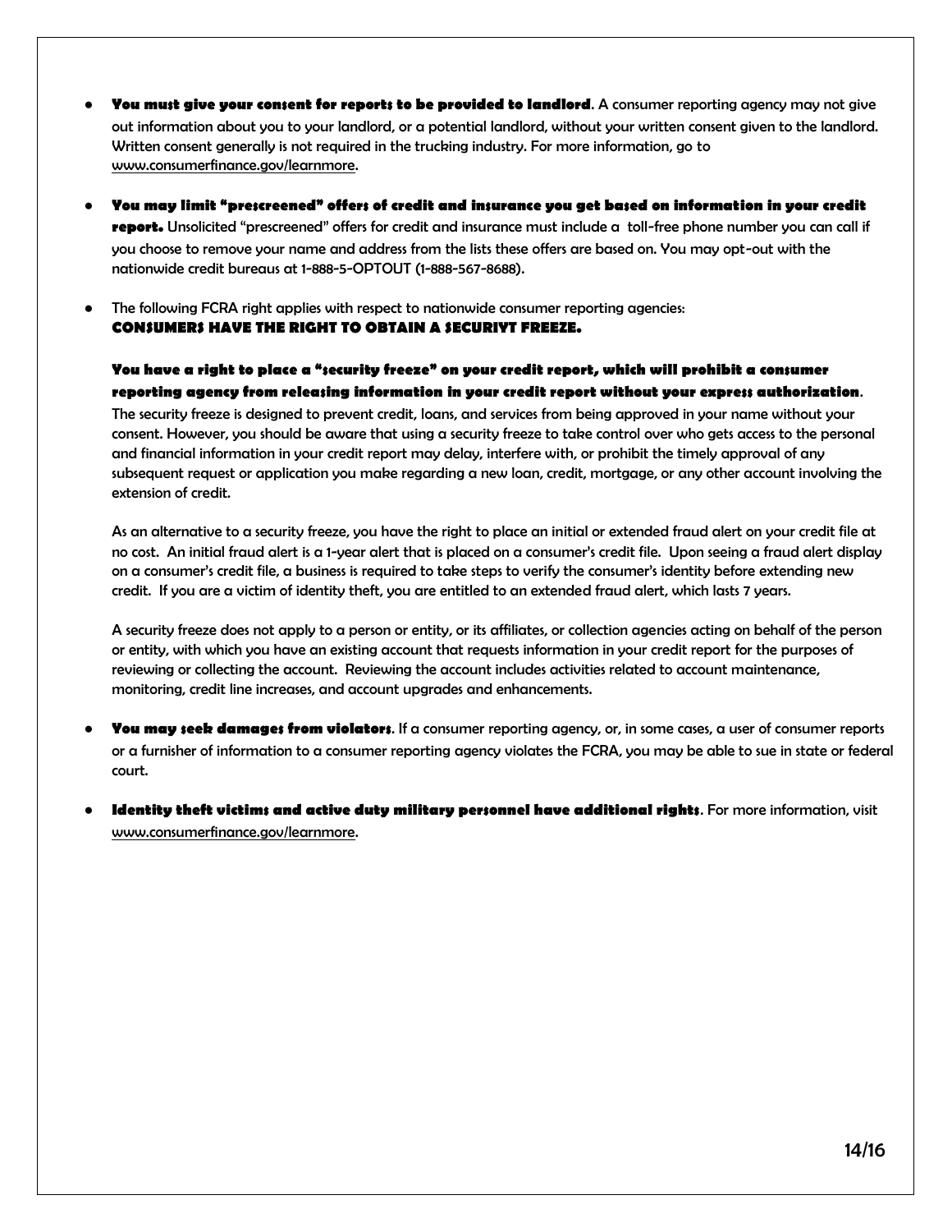- **You must give your consent for reports to be provided to landlord**. A consumer reporting agency may not give out information about you to your landlord, or a potential landlord, without your written consent given to the landlord. Written consent generally is not required in the trucking industry. For more information, go to www.consumerfinance.gov/learnmore.

- **You may limit "prescreened" offers of credit and insurance you get based on information in your credit report.** Unsolicited "prescreened" offers for credit and insurance must include a toll-free phone number you can call if you choose to remove your name and address from the lists these offers are based on. You may opt-out with the nationwide credit bureaus at 1-888-5-OPTOUT (1-888-567-8688).

- The following FCRA right applies with respect to nationwide consumer reporting agencies:
  **CONSUMERS HAVE THE RIGHT TO OBTAIN A SECURIYT FREEZE.**

  **You have a right to place a "security freeze" on your credit report, which will prohibit a consumer reporting agency from releasing information in your credit report without your express authorization**. The security freeze is designed to prevent credit, loans, and services from being approved in your name without your consent. However, you should be aware that using a security freeze to take control over who gets access to the personal and financial information in your credit report may delay, interfere with, or prohibit the timely approval of any subsequent request or application you make regarding a new loan, credit, mortgage, or any other account involving the extension of credit.

  As an alternative to a security freeze, you have the right to place an initial or extended fraud alert on your credit file at no cost. An initial fraud alert is a 1-year alert that is placed on a consumer's credit file. Upon seeing a fraud alert display on a consumer's credit file, a business is required to take steps to verify the consumer's identity before extending new credit. If you are a victim of identity theft, you are entitled to an extended fraud alert, which lasts 7 years.

  A security freeze does not apply to a person or entity, or its affiliates, or collection agencies acting on behalf of the person or entity, with which you have an existing account that requests information in your credit report for the purposes of reviewing or collecting the account. Reviewing the account includes activities related to account maintenance, monitoring, credit line increases, and account upgrades and enhancements.

- **You may seek damages from violators**. If a consumer reporting agency, or, in some cases, a user of consumer reports or a furnisher of information to a consumer reporting agency violates the FCRA, you may be able to sue in state or federal court.

- **Identity theft victims and active duty military personnel have additional rights**. For more information, visit www.consumerfinance.gov/learnmore.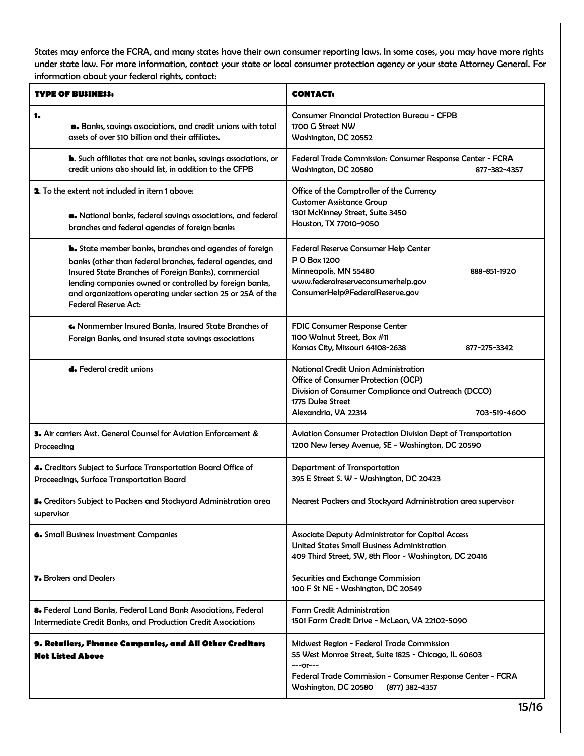States may enforce the FCRA, and many states have their own consumer reporting laws. In some cases, you may have more rights under state law. For more information, contact your state or local consumer protection agency or your state Attorney General. For information about your federal rights, contact:

| **TYPE OF BUSINESS:** | **CONTACT:** |
|---|---|
| **1.** **a.** Banks, savings associations, and credit unions with total assets of over $10 billion and their affiliates. | Consumer Financial Protection Bureau - CFPB<br>1700 G Street NW<br>Washington, DC 20552 |
| **b**. Such affiliates that are not banks, savings associations, or credit unions also should list, in addition to the CFPB | Federal Trade Commission: Consumer Response Center - FCRA<br>Washington, DC 20580 877-382-4357 |
| **2**. To the extent not included in item 1 above:<br>**a.** National banks, federal savings associations, and federal branches and federal agencies of foreign banks | Office of the Comptroller of the Currency<br>Customer Assistance Group<br>1301 McKinney Street, Suite 3450<br>Houston, TX 77010-9050 |
| **b.** State member banks, branches and agencies of foreign banks (other than federal branches, federal agencies, and Insured State Branches of Foreign Banks), commercial lending companies owned or controlled by foreign banks, and organizations operating under section 25 or 25A of the Federal Reserve Act: | Federal Reserve Consumer Help Center<br>P O Box 1200<br>Minneapolis, MN 55480 888-851-1920<br>www.federalreserveconsumerhelp.gov<br>ConsumerHelp@FederalReserve.gov |
| **c.** Nonmember Insured Banks, Insured State Branches of Foreign Banks, and insured state savings associations | FDIC Consumer Response Center<br>1100 Walnut Street, Box #11<br>Kansas City, Missouri 64108-2638 877-275-3342 |
| **d.** Federal credit unions | National Credit Union Administration<br>Office of Consumer Protection (OCP)<br>Division of Consumer Compliance and Outreach (DCCO)<br>1775 Duke Street<br>Alexandria, VA 22314 703-519-4600 |
| **3.** Air carriers Asst. General Counsel for Aviation Enforcement & Proceeding | Aviation Consumer Protection Division Dept of Transportation<br>1200 New Jersey Avenue, SE - Washington, DC 20590 |
| **4.** Creditors Subject to Surface Transportation Board Office of Proceedings, Surface Transportation Board | Department of Transportation<br>395 E Street S. W - Washington, DC 20423 |
| **5.** Creditors Subject to Packers and Stockyard Administration area supervisor | Nearest Packers and Stockyard Administration area supervisor |
| **6.** Small Business Investment Companies | Associate Deputy Administrator for Capital Access<br>United States Small Business Administration<br>409 Third Street, SW, 8th Floor - Washington, DC 20416 |
| **7.** Brokers and Dealers | Securities and Exchange Commission<br>100 F St NE - Washington, DC 20549 |
| **8.** Federal Land Banks, Federal Land Bank Associations, Federal Intermediate Credit Banks, and Production Credit Associations | Farm Credit Administration<br>1501 Farm Credit Drive - McLean, VA 22102-5090 |
| **9. Retailers, Finance Companies, and All Other Creditors Not Listed Above** | Midwest Region - Federal Trade Commission<br>55 West Monroe Street, Suite 1825 - Chicago, IL 60603<br>---or---<br>Federal Trade Commission - Consumer Response Center - FCRA<br>Washington, DC 20580 (877) 382-4357 |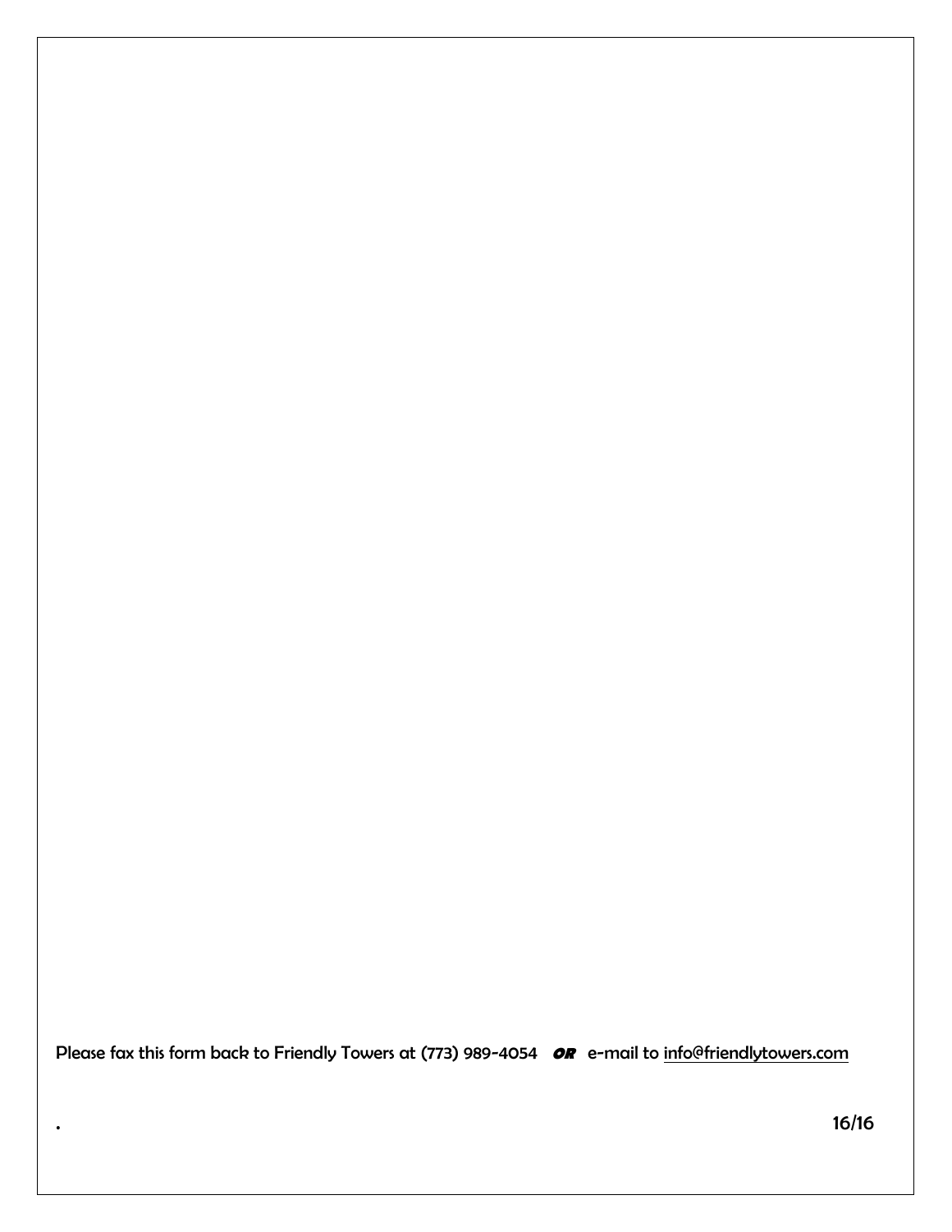Please fax this form back to Friendly Towers at (773) 989-4054 ***OR*** e-mail to info@friendlytowers.com